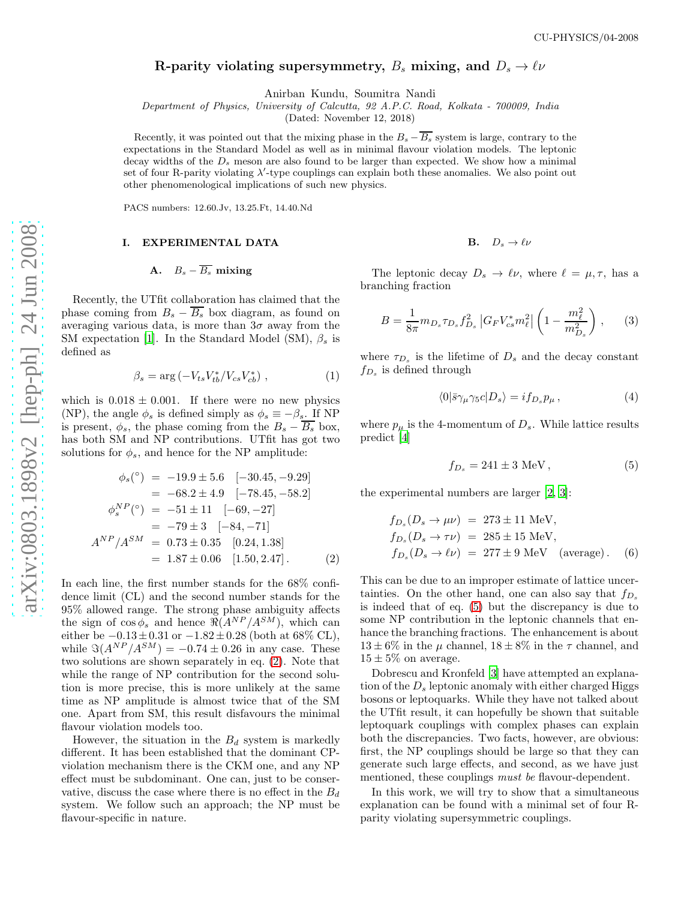CU-PHYSICS/04-2008

# R-parity violating supersymmetry, $B_s$ mixing, and $D_s \to \ell\nu$

Anirban Kundu, Soumitra Nandi

*Department of Physics, University of Calcutta, 92 A.P.C. Road, Kolkata - 700009, India*

(Dated: November 12, 2018)

Recently, it was pointed out that the mixing phase in the $B_s - \overline{B_s}$ system is large, contrary to the expectations in the Standard Model as well as in minimal flavour violation models. The leptonic decay widths of the $D_s$ meson are also found to be larger than expected. We show how a minimal set of four R-parity violating $\lambda'$-type couplings can explain both these anomalies. We also point out other phenomenological implications of such new physics.

PACS numbers: 12.60.Jv, 13.25.Ft, 14.40.Nd

## I. EXPERIMENTAL DATA

### A. $B_s - \overline{B_s}$ mixing

Recently, the UTfit collaboration has claimed that the phase coming from $B_s - \overline{B_s}$ box diagram, as found on averaging various data, is more than $3\sigma$ away from the SM expectation [1]. In the Standard Model (SM), $\beta_s$ is defined as

$$\beta_s = \arg\left(-V_{ts}V_{tb}^*/V_{cs}V_{cb}^*\right), \tag{1}$$

which is $0.018 \pm 0.001$. If there were no new physics (NP), the angle $\phi_s$ is defined simply as $\phi_s \equiv -\beta_s$. If NP is present, $\phi_s$, the phase coming from the $B_s - \overline{B_s}$ box, has both SM and NP contributions. UTfit has got two solutions for $\phi_s$, and hence for the NP amplitude:

$$\begin{aligned}
\phi_s(^\circ) &= -19.9 \pm 5.6 \quad [-30.45, -9.29] \\
&= -68.2 \pm 4.9 \quad [-78.45, -58.2] \\
\phi_s^{NP}(^\circ) &= -51 \pm 11 \quad [-69, -27] \\
&= -79 \pm 3 \quad [-84, -71] \\
A^{NP}/A^{SM} &= 0.73 \pm 0.35 \quad [0.24, 1.38] \\
&= 1.87 \pm 0.06 \quad [1.50, 2.47] .
\end{aligned} \tag{2}$$

In each line, the first number stands for the 68% confidence limit (CL) and the second number stands for the 95% allowed range. The strong phase ambiguity affects the sign of $\cos\phi_s$ and hence $\Re(A^{NP}/A^{SM})$, which can either be $-0.13 \pm 0.31$ or $-1.82 \pm 0.28$ (both at 68% CL), while $\Im(A^{NP}/A^{SM}) = -0.74 \pm 0.26$ in any case. These two solutions are shown separately in eq. (2). Note that while the range of NP contribution for the second solution is more precise, this is more unlikely at the same time as NP amplitude is almost twice that of the SM one. Apart from SM, this result disfavours the minimal flavour violation models too.

However, the situation in the $B_d$ system is markedly different. It has been established that the dominant CP-violation mechanism there is the CKM one, and any NP effect must be subdominant. One can, just to be conservative, discuss the case where there is no effect in the $B_d$ system. We follow such an approach; the NP must be flavour-specific in nature.

### B. $D_s \to \ell\nu$

The leptonic decay $D_s \to \ell\nu$, where $\ell = \mu, \tau$, has a branching fraction

$$B = \frac{1}{8\pi} m_{D_s} \tau_{D_s} f_{D_s}^2 \left|G_F V_{cs}^* m_\ell^2\right| \left(1 - \frac{m_\ell^2}{m_{D_s}^2}\right), \tag{3}$$

where $\tau_{D_s}$ is the lifetime of $D_s$ and the decay constant $f_{D_s}$ is defined through

$$\langle 0|\bar{s}\gamma_\mu\gamma_5 c|D_s\rangle = i f_{D_s} p_\mu , \tag{4}$$

where $p_\mu$ is the 4-momentum of $D_s$. While lattice results predict [4]

$$f_{D_s} = 241 \pm 3 \text{ MeV}, \tag{5}$$

the experimental numbers are larger [2, 3]:

$$\begin{aligned}
f_{D_s}(D_s \to \mu\nu) &= 273 \pm 11 \text{ MeV}, \\
f_{D_s}(D_s \to \tau\nu) &= 285 \pm 15 \text{ MeV}, \\
f_{D_s}(D_s \to \ell\nu) &= 277 \pm 9 \text{ MeV} \quad \text{(average)}.
\end{aligned} \tag{6}$$

This can be due to an improper estimate of lattice uncertainties. On the other hand, one can also say that $f_{D_s}$ is indeed that of eq. (5) but the discrepancy is due to some NP contribution in the leptonic channels that enhance the branching fractions. The enhancement is about $13 \pm 6\%$ in the $\mu$ channel, $18 \pm 8\%$ in the $\tau$ channel, and $15 \pm 5\%$ on average.

Dobrescu and Kronfeld [3] have attempted an explanation of the $D_s$ leptonic anomaly with either charged Higgs bosons or leptoquarks. While they have not talked about the UTfit result, it can hopefully be shown that suitable leptoquark couplings with complex phases can explain both the discrepancies. Two facts, however, are obvious: first, the NP couplings should be large so that they can generate such large effects, and second, as we have just mentioned, these couplings *must be* flavour-dependent.

In this work, we will try to show that a simultaneous explanation can be found with a minimal set of four R-parity violating supersymmetric couplings.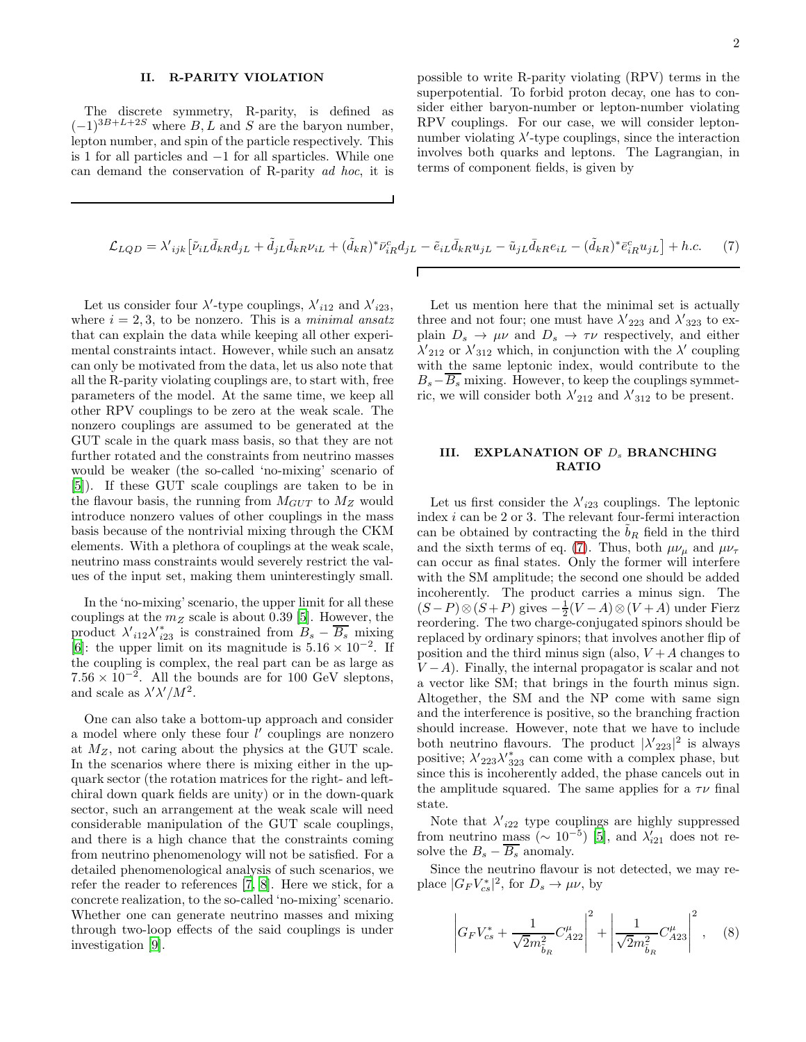## II. R-PARITY VIOLATION

The discrete symmetry, R-parity, is defined as $(-1)^{3B+L+2S}$ where $B, L$ and $S$ are the baryon number, lepton number, and spin of the particle respectively. This is 1 for all particles and $-1$ for all sparticles. While one can demand the conservation of R-parity *ad hoc*, it is possible to write R-parity violating (RPV) terms in the superpotential. To forbid proton decay, one has to consider either baryon-number or lepton-number violating RPV couplings. For our case, we will consider lepton-number violating $\lambda'$-type couplings, since the interaction involves both quarks and leptons. The Lagrangian, in terms of component fields, is given by

$$\mathcal{L}_{LQD} = \lambda'_{ijk}\big[\tilde{\nu}_{iL}\bar{d}_{kR}d_{jL} + \tilde{d}_{jL}\bar{d}_{kR}\nu_{iL} + (\tilde{d}_{kR})^*\bar{\nu}^c_{iR}d_{jL} - \tilde{e}_{iL}\bar{d}_{kR}u_{jL} - \tilde{u}_{jL}\bar{d}_{kR}e_{iL} - (\tilde{d}_{kR})^*\bar{e}^c_{iR}u_{jL}\big] + h.c. \quad (7)$$

Let us consider four $\lambda'$-type couplings, $\lambda'_{i12}$ and $\lambda'_{i23}$, where $i = 2, 3$, to be nonzero. This is a *minimal ansatz* that can explain the data while keeping all other experimental constraints intact. However, while such an ansatz can only be motivated from the data, let us also note that all the R-parity violating couplings are, to start with, free parameters of the model. At the same time, we keep all other RPV couplings to be zero at the weak scale. The nonzero couplings are assumed to be generated at the GUT scale in the quark mass basis, so that they are not further rotated and the constraints from neutrino masses would be weaker (the so-called 'no-mixing' scenario of [5]). If these GUT scale couplings are taken to be in the flavour basis, the running from $M_{GUT}$ to $M_Z$ would introduce nonzero values of other couplings in the mass basis because of the nontrivial mixing through the CKM elements. With a plethora of couplings at the weak scale, neutrino mass constraints would severely restrict the values of the input set, making them uninterestingly small.

In the 'no-mixing' scenario, the upper limit for all these couplings at the $m_Z$ scale is about 0.39 [5]. However, the product $\lambda'_{i12}\lambda'^*_{i23}$ is constrained from $B_s - \overline{B_s}$ mixing [6]: the upper limit on its magnitude is $5.16 \times 10^{-2}$. If the coupling is complex, the real part can be as large as $7.56 \times 10^{-2}$. All the bounds are for 100 GeV sleptons, and scale as $\lambda'\lambda'/M^2$.

One can also take a bottom-up approach and consider a model where only these four $l'$ couplings are nonzero at $M_Z$, not caring about the physics at the GUT scale. In the scenarios where there is mixing either in the up-quark sector (the rotation matrices for the right- and left-chiral down quark fields are unity) or in the down-quark sector, such an arrangement at the weak scale will need considerable manipulation of the GUT scale couplings, and there is a high chance that the constraints coming from neutrino phenomenology will not be satisfied. For a detailed phenomenological analysis of such scenarios, we refer the reader to references [7, 8]. Here we stick, for a concrete realization, to the so-called 'no-mixing' scenario. Whether one can generate neutrino masses and mixing through two-loop effects of the said couplings is under investigation [9].

Let us mention here that the minimal set is actually three and not four; one must have $\lambda'_{223}$ and $\lambda'_{323}$ to explain $D_s \to \mu\nu$ and $D_s \to \tau\nu$ respectively, and either $\lambda'_{212}$ or $\lambda'_{312}$ which, in conjunction with the $\lambda'$ coupling with the same leptonic index, would contribute to the $B_s - \overline{B_s}$ mixing. However, to keep the couplings symmetric, we will consider both $\lambda'_{212}$ and $\lambda'_{312}$ to be present.

## III. EXPLANATION OF $D_s$ BRANCHING RATIO

Let us first consider the $\lambda'_{i23}$ couplings. The leptonic index $i$ can be 2 or 3. The relevant four-fermi interaction can be obtained by contracting the $\tilde{b}_R$ field in the third and the sixth terms of eq. (7). Thus, both $\mu\nu_\mu$ and $\mu\nu_\tau$ can occur as final states. Only the former will interfere with the SM amplitude; the second one should be added incoherently. The product carries a minus sign. The $(S-P)\otimes(S+P)$ gives $-\frac{1}{2}(V-A)\otimes(V+A)$ under Fierz reordering. The two charge-conjugated spinors should be replaced by ordinary spinors; that involves another flip of position and the third minus sign (also, $V + A$ changes to $V - A$). Finally, the internal propagator is scalar and not a vector like SM; that brings in the fourth minus sign. Altogether, the SM and the NP come with same sign and the interference is positive, so the branching fraction should increase. However, note that we have to include both neutrino flavours. The product $|\lambda'_{223}|^2$ is always positive; $\lambda'_{223}\lambda'^*_{323}$ can come with a complex phase, but since this is incoherently added, the phase cancels out in the amplitude squared. The same applies for a $\tau\nu$ final state.

Note that $\lambda'_{i22}$ type couplings are highly suppressed from neutrino mass ($\sim 10^{-5}$) [5], and $\lambda'_{i21}$ does not resolve the $B_s - \overline{B_s}$ anomaly.

Since the neutrino flavour is not detected, we may replace $|G_F V^*_{cs}|^2$, for $D_s \to \mu\nu$, by

$$\left|G_F V^*_{cs} + \frac{1}{\sqrt{2}m^2_{\tilde{b}_R}}C^\mu_{A22}\right|^2 + \left|\frac{1}{\sqrt{2}m^2_{\tilde{b}_R}}C^\mu_{A23}\right|^2, \quad (8)$$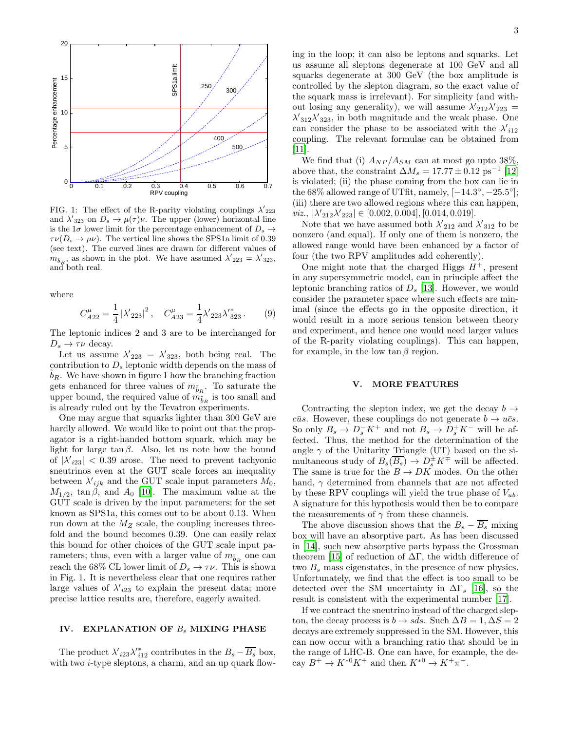FIG. 1: The effect of the R-parity violating couplings $\lambda'_{223}$ and $\lambda'_{323}$ on $D_s \to \mu(\tau)\nu$. The upper (lower) horizontal line is the $1\sigma$ lower limit for the percentage enhancement of $D_s \to \tau\nu (D_s \to \mu\nu)$. The vertical line shows the SPS1a limit of 0.39 (see text). The curved lines are drawn for different values of $m_{\tilde{b}_R}$, as shown in the plot. We have assumed $\lambda'_{223} = \lambda'_{323}$, and both real.

where

$$C^{\mu}_{A22} = \frac{1}{4}\left|\lambda'_{223}\right|^2, \quad C^{\mu}_{A23} = \frac{1}{4}\lambda'_{223}\lambda'^{*}_{323}. \qquad (9)$$

The leptonic indices 2 and 3 are to be interchanged for $D_s \to \tau\nu$ decay.

Let us assume $\lambda'_{223} = \lambda'_{323}$, both being real. The contribution to $D_s$ leptonic width depends on the mass of $\tilde{b}_R$. We have shown in figure 1 how the branching fraction gets enhanced for three values of $m_{\tilde{b}_R}$. To saturate the upper bound, the required value of $m_{\tilde{b}_R}$ is too small and is already ruled out by the Tevatron experiments.

One may argue that squarks lighter than 300 GeV are hardly allowed. We would like to point out that the propagator is a right-handed bottom squark, which may be light for large $\tan\beta$. Also, let us note how the bound of $|\lambda'_{i23}| < 0.39$ arose. The need to prevent tachyonic sneutrinos even at the GUT scale forces an inequality between $\lambda'_{ijk}$ and the GUT scale input parameters $M_0$, $M_{1/2}$, $\tan\beta$, and $A_0$ [10]. The maximum value at the GUT scale is driven by the input parameters; for the set known as SPS1a, this comes out to be about 0.13. When run down at the $M_Z$ scale, the coupling increases threefold and the bound becomes 0.39. One can easily relax this bound for other choices of the GUT scale input parameters; thus, even with a larger value of $m_{\tilde{b}_R}$ one can reach the 68% CL lower limit of $D_s \to \tau\nu$. This is shown in Fig. 1. It is nevertheless clear that one requires rather large values of $\lambda'_{i23}$ to explain the present data; more precise lattice results are, therefore, eagerly awaited.

## IV. EXPLANATION OF $B_s$ MIXING PHASE

The product $\lambda'_{i23}\lambda'^{*}_{i12}$ contributes in the $B_s - \overline{B_s}$ box, with two $i$-type sleptons, a charm, and an up quark flowing in the loop; it can also be leptons and squarks. Let us assume all sleptons degenerate at 100 GeV and all squarks degenerate at 300 GeV (the box amplitude is controlled by the slepton diagram, so the exact value of the squark mass is irrelevant). For simplicity (and without losing any generality), we will assume $\lambda'_{212}\lambda'_{223} = \lambda'_{312}\lambda'_{323}$, in both magnitude and the weak phase. One can consider the phase to be associated with the $\lambda'_{i12}$ coupling. The relevant formulae can be obtained from [11].

We find that (i) $A_{NP}/A_{SM}$ can at most go upto 38%, above that, the constraint $\Delta M_s = 17.77 \pm 0.12$ ps$^{-1}$ [12] is violated; (ii) the phase coming from the box can lie in the 68% allowed range of UTfit, namely, $[-14.3^\circ, -25.5^\circ]$; (iii) there are two allowed regions where this can happen, *viz.*, $|\lambda'_{212}\lambda'_{223}| \in [0.002, 0.004], [0.014, 0.019]$.

Note that we have assumed both $\lambda'_{212}$ and $\lambda'_{312}$ to be nonzero (and equal). If only one of them is nonzero, the allowed range would have been enhanced by a factor of four (the two RPV amplitudes add coherently).

One might note that the charged Higgs $H^+$, present in any supersymmetric model, can in principle affect the leptonic branching ratios of $D_s$ [13]. However, we would consider the parameter space where such effects are minimal (since the effects go in the opposite direction, it would result in a more serious tension between theory and experiment, and hence one would need larger values of the R-parity violating couplings). This can happen, for example, in the low $\tan\beta$ region.

## V. MORE FEATURES

Contracting the slepton index, we get the decay $b \to c\bar{u}s$. However, these couplings do not generate $b \to u\bar{c}s$. So only $B_s \to D_s^- K^+$ and not $B_s \to D_s^+ K^-$ will be affected. Thus, the method for the determination of the angle $\gamma$ of the Unitarity Triangle (UT) based on the simultaneous study of $B_s(\overline{B_s}) \to D_s^{\pm} K^{\mp}$ will be affected. The same is true for the $B \to DK$ modes. On the other hand, $\gamma$ determined from channels that are not affected by these RPV couplings will yield the true phase of $V_{ub}$. A signature for this hypothesis would then be to compare the measurements of $\gamma$ from these channels.

The above discussion shows that the $B_s - \overline{B_s}$ mixing box will have an absorptive part. As has been discussed in [14], such new absorptive parts bypass the Grossman theorem [15] of reduction of $\Delta\Gamma$, the width difference of two $B_s$ mass eigenstates, in the presence of new physics. Unfortunately, we find that the effect is too small to be detected over the SM uncertainty in $\Delta\Gamma_s$ [16], so the result is consistent with the experimental number [17].

If we contract the sneutrino instead of the charged slepton, the decay process is $b \to s\bar{d}s$. Such $\Delta B = 1, \Delta S = 2$ decays are extremely suppressed in the SM. However, this can now occur with a branching ratio that should be in the range of LHC-B. One can have, for example, the decay $B^+ \to K^{*0}K^+$ and then $K^{*0} \to K^+\pi^-$.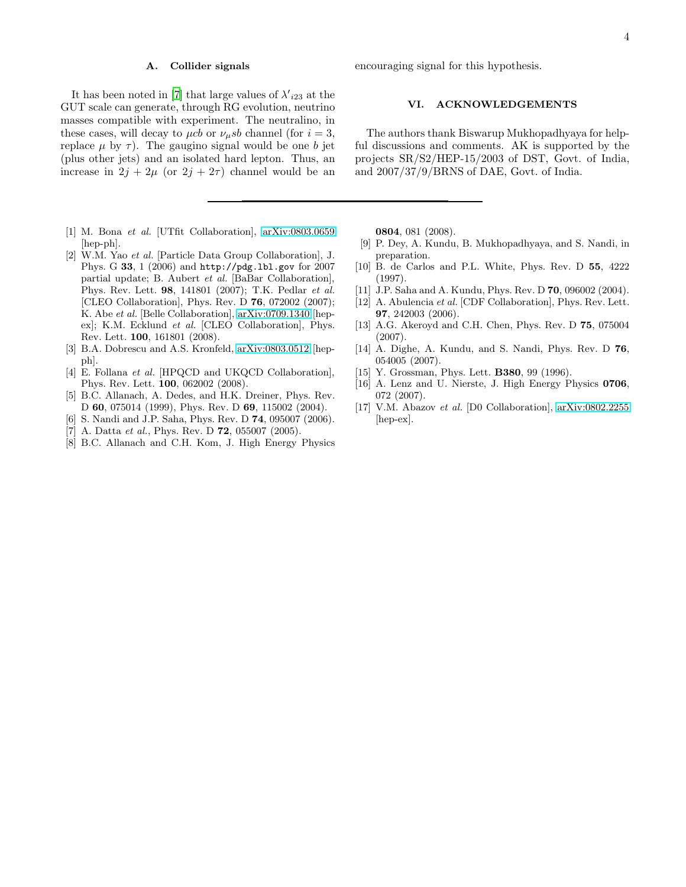### A. Collider signals

It has been noted in [7] that large values of $\lambda'_{i23}$ at the GUT scale can generate, through RG evolution, neutrino masses compatible with experiment. The neutralino, in these cases, will decay to $\mu cb$ or $\nu_\mu sb$ channel (for $i = 3$, replace $\mu$ by $\tau$). The gaugino signal would be one $b$ jet (plus other jets) and an isolated hard lepton. Thus, an increase in $2j + 2\mu$ (or $2j + 2\tau$) channel would be an encouraging signal for this hypothesis.

## VI. ACKNOWLEDGEMENTS

The authors thank Biswarup Mukhopadhyaya for helpful discussions and comments. AK is supported by the projects SR/S2/HEP-15/2003 of DST, Govt. of India, and 2007/37/9/BRNS of DAE, Govt. of India.

---

[1] M. Bona *et al.* [UTfit Collaboration], arXiv:0803.0659 [hep-ph].

[2] W.M. Yao *et al.* [Particle Data Group Collaboration], J. Phys. G **33**, 1 (2006) and `http://pdg.lbl.gov` for 2007 partial update; B. Aubert *et al.* [BaBar Collaboration], Phys. Rev. Lett. **98**, 141801 (2007); T.K. Pedlar *et al.* [CLEO Collaboration], Phys. Rev. D **76**, 072002 (2007); K. Abe *et al.* [Belle Collaboration], arXiv:0709.1340 [hep-ex]; K.M. Ecklund *et al.* [CLEO Collaboration], Phys. Rev. Lett. **100**, 161801 (2008).

[3] B.A. Dobrescu and A.S. Kronfeld, arXiv:0803.0512 [hep-ph].

[4] E. Follana *et al.* [HPQCD and UKQCD Collaboration], Phys. Rev. Lett. **100**, 062002 (2008).

[5] B.C. Allanach, A. Dedes, and H.K. Dreiner, Phys. Rev. D **60**, 075014 (1999), Phys. Rev. D **69**, 115002 (2004).

[6] S. Nandi and J.P. Saha, Phys. Rev. D **74**, 095007 (2006).

[7] A. Datta *et al.*, Phys. Rev. D **72**, 055007 (2005).

[8] B.C. Allanach and C.H. Kom, J. High Energy Physics **0804**, 081 (2008).

[9] P. Dey, A. Kundu, B. Mukhopadhyaya, and S. Nandi, in preparation.

[10] B. de Carlos and P.L. White, Phys. Rev. D **55**, 4222 (1997).

[11] J.P. Saha and A. Kundu, Phys. Rev. D **70**, 096002 (2004).

[12] A. Abulencia *et al.* [CDF Collaboration], Phys. Rev. Lett. **97**, 242003 (2006).

[13] A.G. Akeroyd and C.H. Chen, Phys. Rev. D **75**, 075004 (2007).

[14] A. Dighe, A. Kundu, and S. Nandi, Phys. Rev. D **76**, 054005 (2007).

[15] Y. Grossman, Phys. Lett. **B380**, 99 (1996).

[16] A. Lenz and U. Nierste, J. High Energy Physics **0706**, 072 (2007).

[17] V.M. Abazov *et al.* [D0 Collaboration], arXiv:0802.2255 [hep-ex].